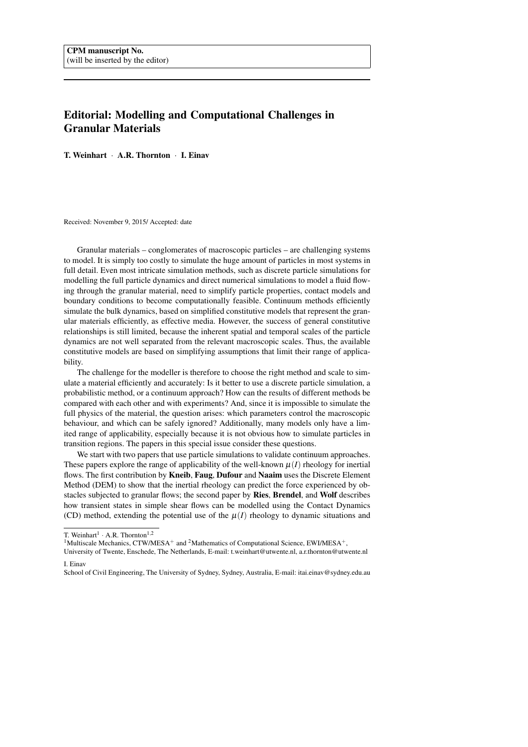CPM manuscript No.
(will be inserted by the editor)

# Editorial: Modelling and Computational Challenges in Granular Materials

**T. Weinhart** · **A.R. Thornton** · **I. Einav**

Received: November 9, 2015/ Accepted: date

Granular materials – conglomerates of macroscopic particles – are challenging systems to model. It is simply too costly to simulate the huge amount of particles in most systems in full detail. Even most intricate simulation methods, such as discrete particle simulations for modelling the full particle dynamics and direct numerical simulations to model a fluid flowing through the granular material, need to simplify particle properties, contact models and boundary conditions to become computationally feasible. Continuum methods efficiently simulate the bulk dynamics, based on simplified constitutive models that represent the granular materials efficiently, as effective media. However, the success of general constitutive relationships is still limited, because the inherent spatial and temporal scales of the particle dynamics are not well separated from the relevant macroscopic scales. Thus, the available constitutive models are based on simplifying assumptions that limit their range of applicability.

The challenge for the modeller is therefore to choose the right method and scale to simulate a material efficiently and accurately: Is it better to use a discrete particle simulation, a probabilistic method, or a continuum approach? How can the results of different methods be compared with each other and with experiments? And, since it is impossible to simulate the full physics of the material, the question arises: which parameters control the macroscopic behaviour, and which can be safely ignored? Additionally, many models only have a limited range of applicability, especially because it is not obvious how to simulate particles in transition regions. The papers in this special issue consider these questions.

We start with two papers that use particle simulations to validate continuum approaches. These papers explore the range of applicability of the well-known $\mu(I)$ rheology for inertial flows. The first contribution by **Kneib**, **Faug**, **Dufour** and **Naaim** uses the Discrete Element Method (DEM) to show that the inertial rheology can predict the force experienced by obstacles subjected to granular flows; the second paper by **Ries**, **Brendel**, and **Wolf** describes how transient states in simple shear flows can be modelled using the Contact Dynamics (CD) method, extending the potential use of the $\mu(I)$ rheology to dynamic situations and

---

T. Weinhart[1] · A.R. Thornton[1,2]

[1]Multiscale Mechanics, CTW/MESA$^+$ and [2]Mathematics of Computational Science, EWI/MESA$^+$,
University of Twente, Enschede, The Netherlands, E-mail: t.weinhart@utwente.nl, a.r.thornton@utwente.nl

I. Einav

School of Civil Engineering, The University of Sydney, Sydney, Australia, E-mail: itai.einav@sydney.edu.au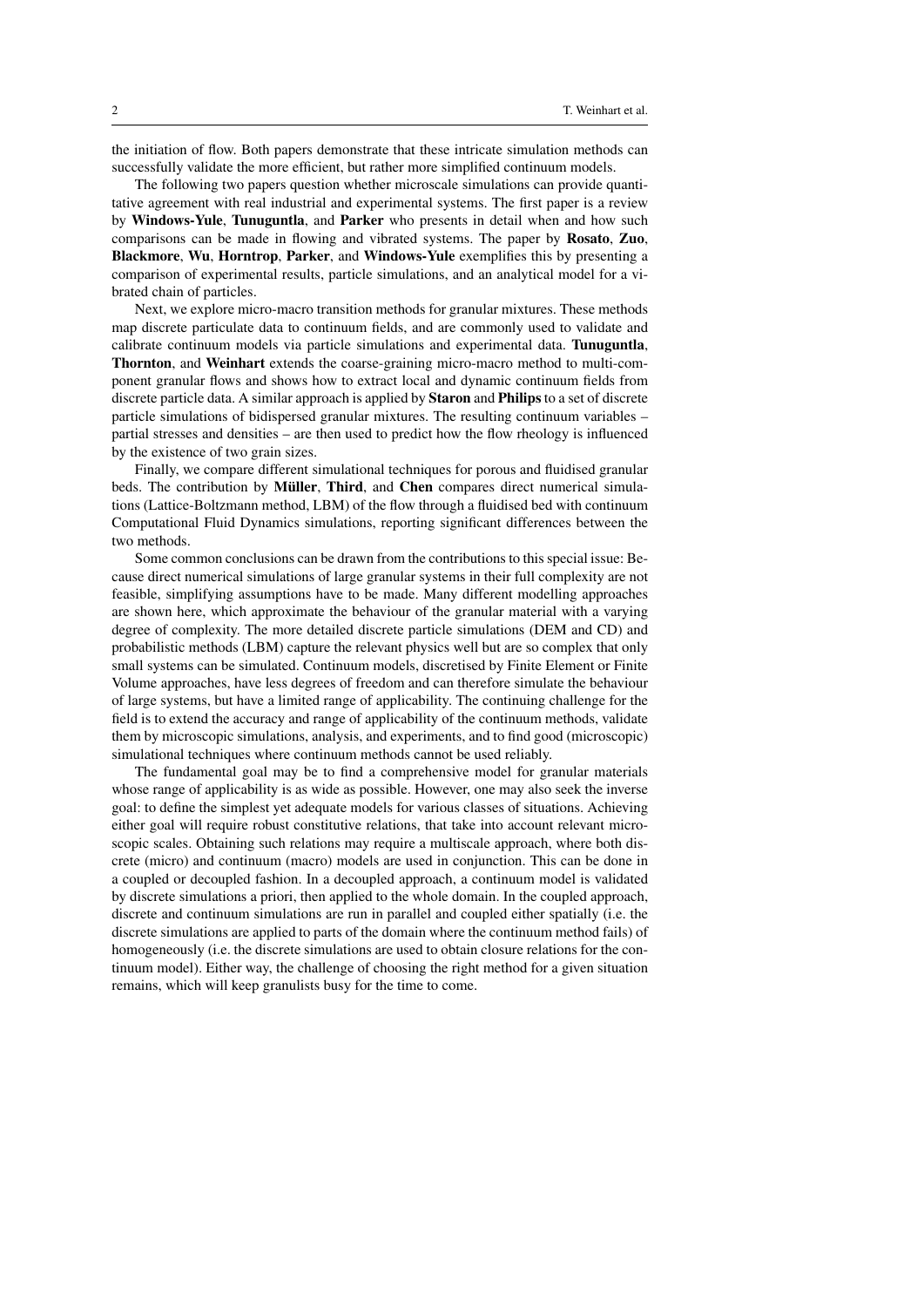the initiation of flow. Both papers demonstrate that these intricate simulation methods can successfully validate the more efficient, but rather more simplified continuum models.

The following two papers question whether microscale simulations can provide quantitative agreement with real industrial and experimental systems. The first paper is a review by **Windows-Yule**, **Tunuguntla**, and **Parker** who presents in detail when and how such comparisons can be made in flowing and vibrated systems. The paper by **Rosato**, **Zuo**, **Blackmore**, **Wu**, **Horntrop**, **Parker**, and **Windows-Yule** exemplifies this by presenting a comparison of experimental results, particle simulations, and an analytical model for a vibrated chain of particles.

Next, we explore micro-macro transition methods for granular mixtures. These methods map discrete particulate data to continuum fields, and are commonly used to validate and calibrate continuum models via particle simulations and experimental data. **Tunuguntla**, **Thornton**, and **Weinhart** extends the coarse-graining micro-macro method to multi-component granular flows and shows how to extract local and dynamic continuum fields from discrete particle data. A similar approach is applied by **Staron** and **Philips** to a set of discrete particle simulations of bidispersed granular mixtures. The resulting continuum variables – partial stresses and densities – are then used to predict how the flow rheology is influenced by the existence of two grain sizes.

Finally, we compare different simulational techniques for porous and fluidised granular beds. The contribution by **Müller**, **Third**, and **Chen** compares direct numerical simulations (Lattice-Boltzmann method, LBM) of the flow through a fluidised bed with continuum Computational Fluid Dynamics simulations, reporting significant differences between the two methods.

Some common conclusions can be drawn from the contributions to this special issue: Because direct numerical simulations of large granular systems in their full complexity are not feasible, simplifying assumptions have to be made. Many different modelling approaches are shown here, which approximate the behaviour of the granular material with a varying degree of complexity. The more detailed discrete particle simulations (DEM and CD) and probabilistic methods (LBM) capture the relevant physics well but are so complex that only small systems can be simulated. Continuum models, discretised by Finite Element or Finite Volume approaches, have less degrees of freedom and can therefore simulate the behaviour of large systems, but have a limited range of applicability. The continuing challenge for the field is to extend the accuracy and range of applicability of the continuum methods, validate them by microscopic simulations, analysis, and experiments, and to find good (microscopic) simulational techniques where continuum methods cannot be used reliably.

The fundamental goal may be to find a comprehensive model for granular materials whose range of applicability is as wide as possible. However, one may also seek the inverse goal: to define the simplest yet adequate models for various classes of situations. Achieving either goal will require robust constitutive relations, that take into account relevant microscopic scales. Obtaining such relations may require a multiscale approach, where both discrete (micro) and continuum (macro) models are used in conjunction. This can be done in a coupled or decoupled fashion. In a decoupled approach, a continuum model is validated by discrete simulations a priori, then applied to the whole domain. In the coupled approach, discrete and continuum simulations are run in parallel and coupled either spatially (i.e. the discrete simulations are applied to parts of the domain where the continuum method fails) of homogeneously (i.e. the discrete simulations are used to obtain closure relations for the continuum model). Either way, the challenge of choosing the right method for a given situation remains, which will keep granulists busy for the time to come.